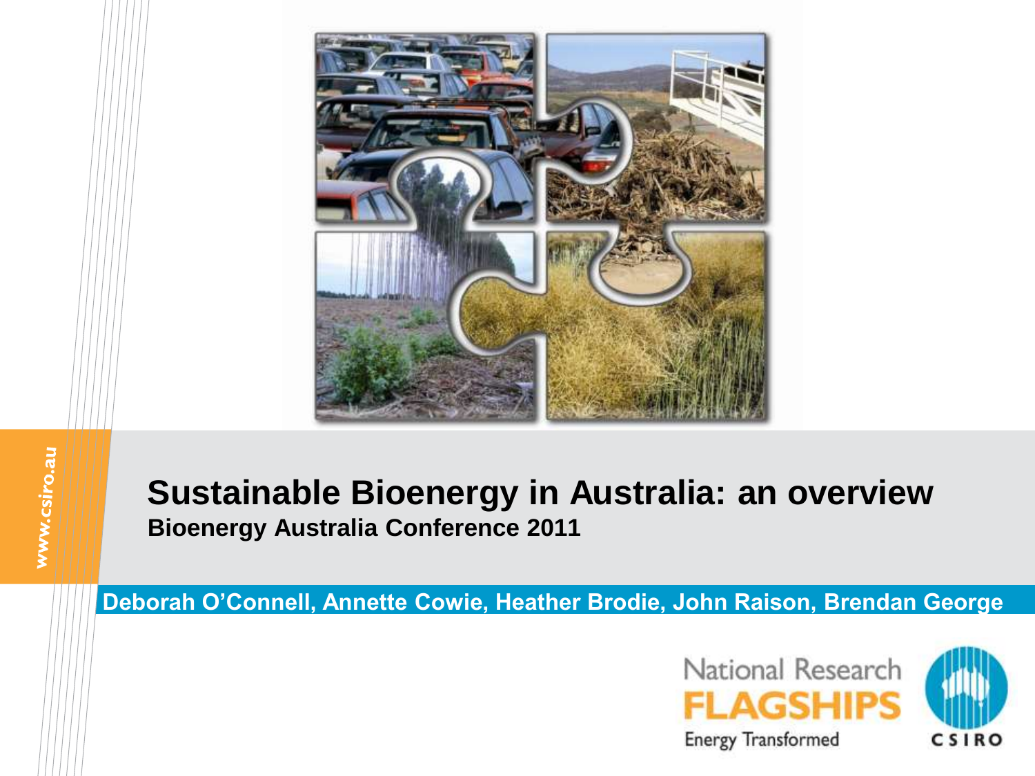# Sustainable Bioenergy in Australia: an overview

**Bioenergy Australia Conference 2011**

**Deborah O'Connell, Annette Cowie, Heather Brodie, John Raison, Brendan George**

www.csiro.au

National Research FLAGSHIPS Energy Transformed

CSIRO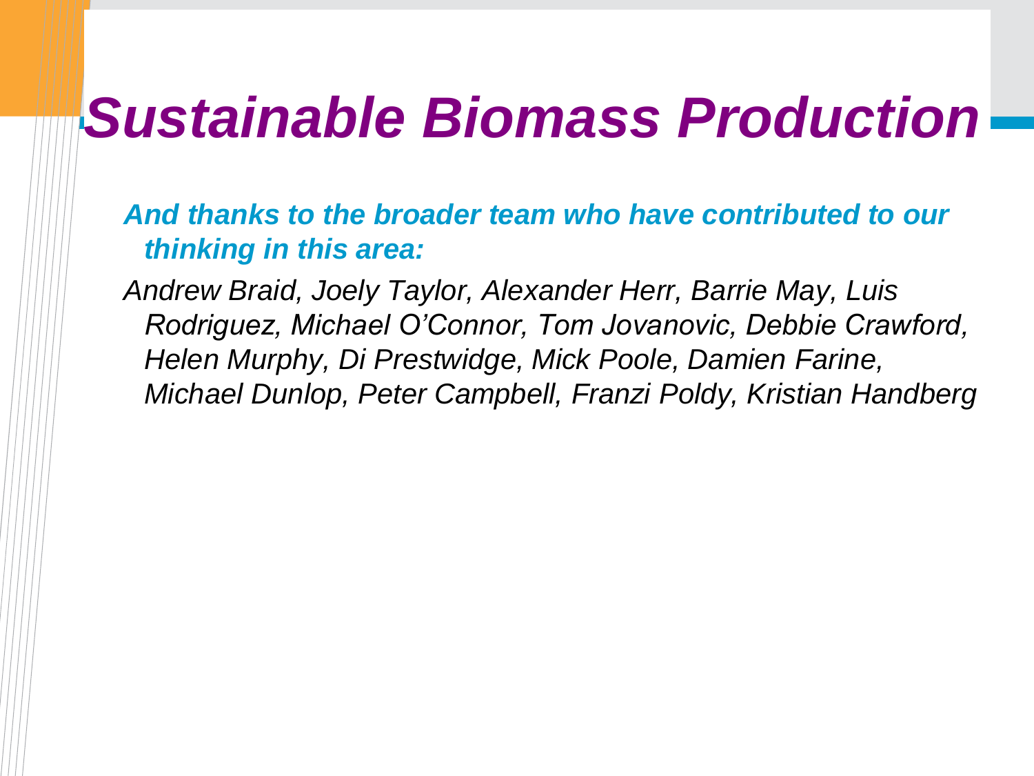# *Sustainable Biomass Production*

***And thanks to the broader team who have contributed to our thinking in this area:***

*Andrew Braid, Joely Taylor, Alexander Herr, Barrie May, Luis Rodriguez, Michael O'Connor, Tom Jovanovic, Debbie Crawford, Helen Murphy, Di Prestwidge, Mick Poole, Damien Farine, Michael Dunlop, Peter Campbell, Franzi Poldy, Kristian Handberg*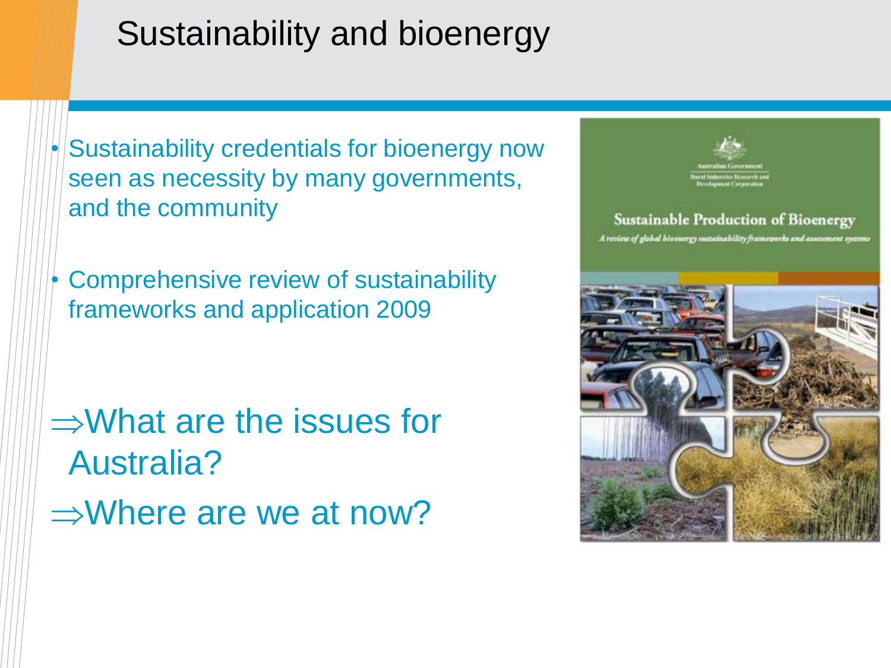# Sustainability and bioenergy

- Sustainability credentials for bioenergy now seen as necessity by many governments, and the community
- Comprehensive review of sustainability frameworks and application 2009

⇒What are the issues for Australia?

⇒Where are we at now?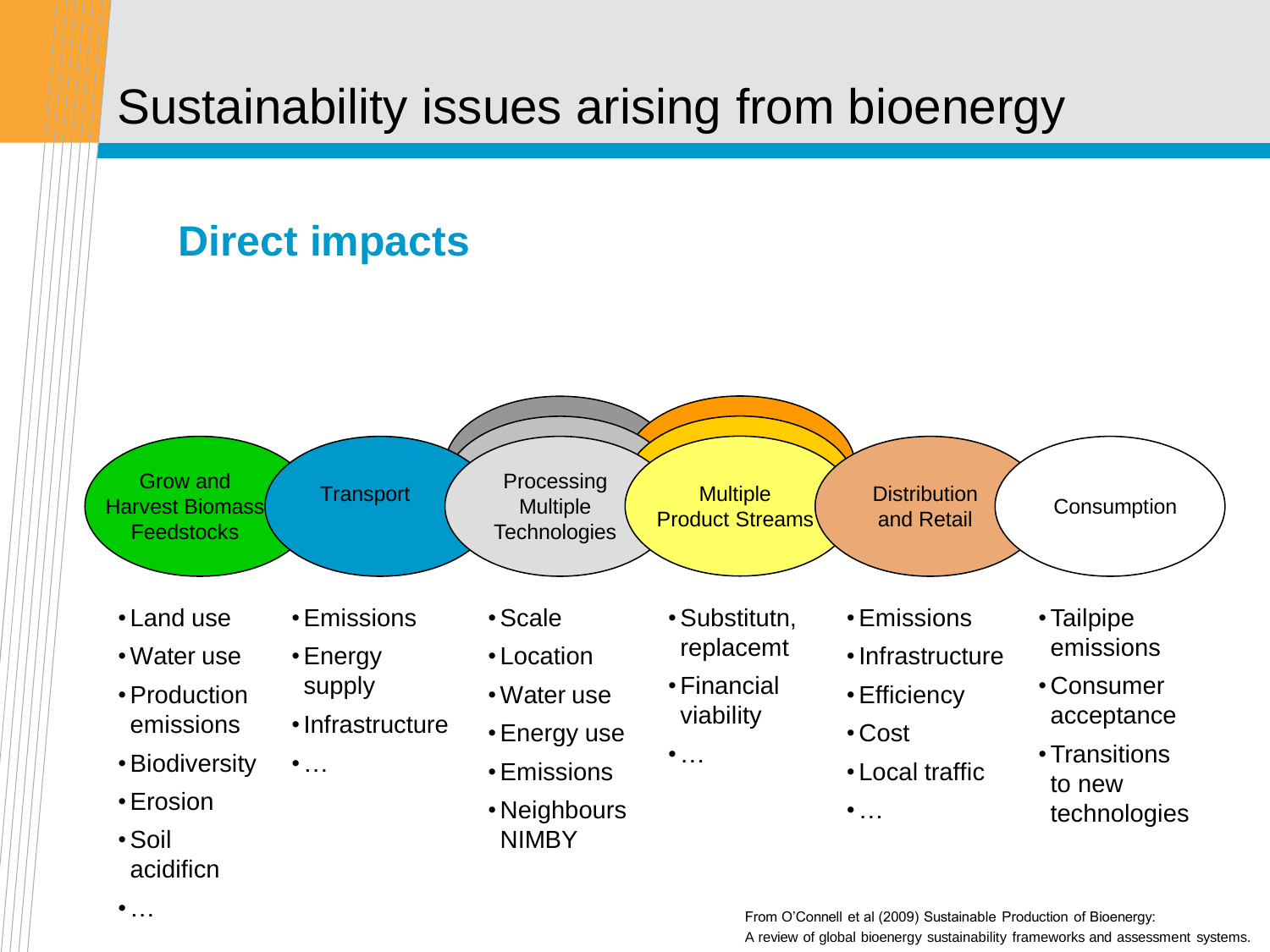# Sustainability issues arising from bioenergy

## Direct impacts

| Grow and Harvest Biomass Feedstocks | Transport | Processing Multiple Technologies | Multiple Product Streams | Distribution and Retail | Consumption |
|---|---|---|---|---|---|
| • Land use<br>• Water use<br>• Production emissions<br>• Biodiversity<br>• Erosion<br>• Soil acidificn<br>• … | • Emissions<br>• Energy supply<br>• Infrastructure<br>• … | • Scale<br>• Location<br>• Water use<br>• Energy use<br>• Emissions<br>• Neighbours NIMBY | • Substitutn, replacemt<br>• Financial viability<br>• … | • Emissions<br>• Infrastructure<br>• Efficiency<br>• Cost<br>• Local traffic<br>• … | • Tailpipe emissions<br>• Consumer acceptance<br>• Transitions to new technologies |

From O'Connell et al (2009) Sustainable Production of Bioenergy: A review of global bioenergy sustainability frameworks and assessment systems.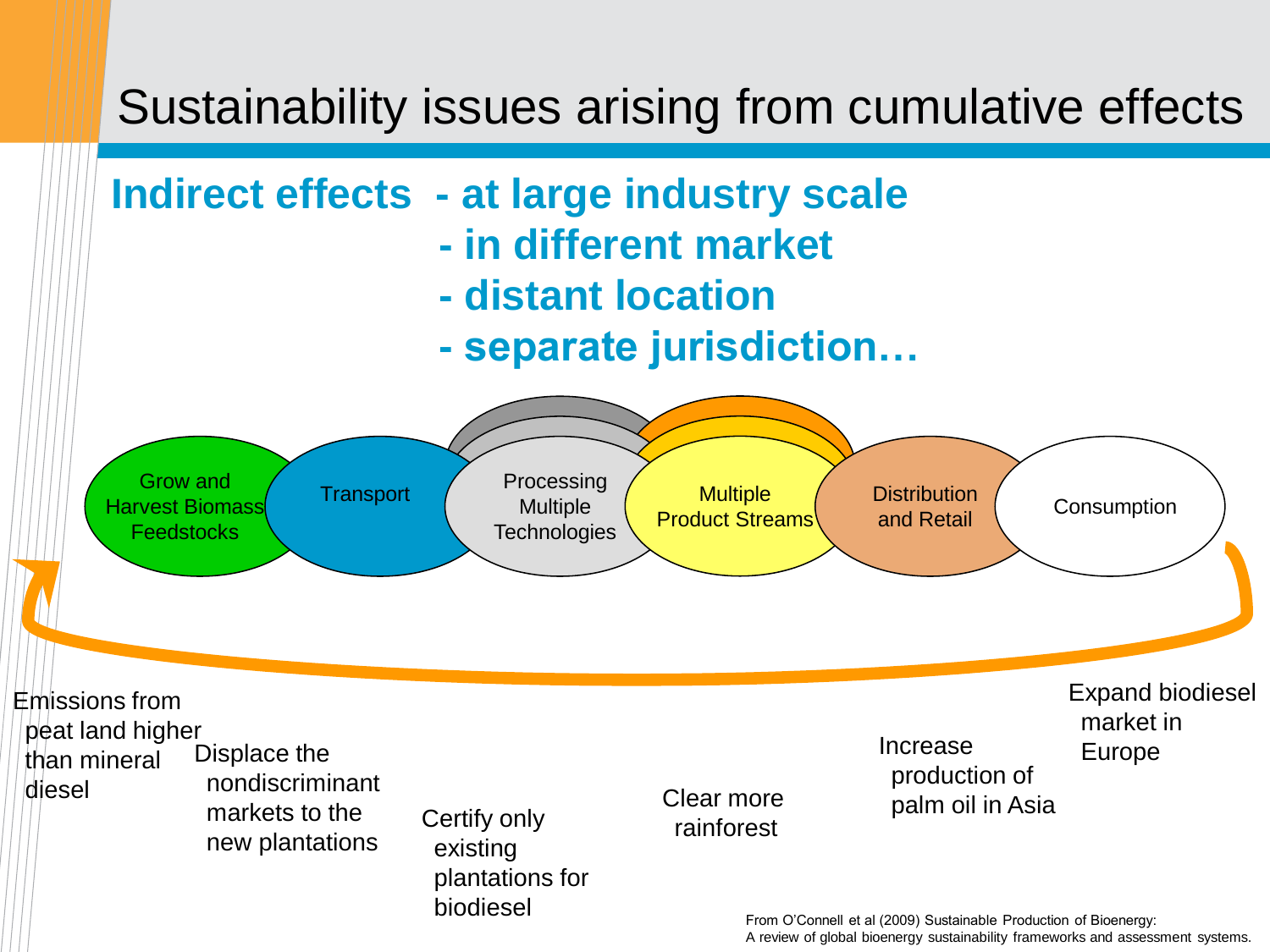# Sustainability issues arising from cumulative effects

**Indirect effects - at large industry scale**
**- in different market**
**- distant location**
**- separate jurisdiction…**

Grow and Harvest Biomass Feedstocks

Transport

Processing Multiple Technologies

Multiple Product Streams

Distribution and Retail

Consumption

Emissions from peat land higher than mineral diesel

Displace the nondiscriminant markets to the new plantations

Certify only existing plantations for biodiesel

Clear more rainforest

Increase production of palm oil in Asia

Expand biodiesel market in Europe

From O'Connell et al (2009) Sustainable Production of Bioenergy: A review of global bioenergy sustainability frameworks and assessment systems.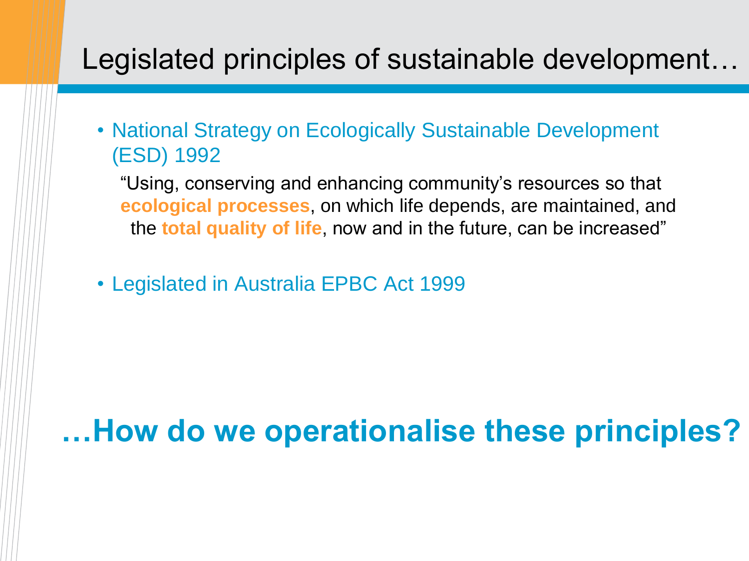# Legislated principles of sustainable development…

- National Strategy on Ecologically Sustainable Development (ESD) 1992

  "Using, conserving and enhancing community's resources so that **ecological processes**, on which life depends, are maintained, and the **total quality of life**, now and in the future, can be increased"

- Legislated in Australia EPBC Act 1999

**…How do we operationalise these principles?**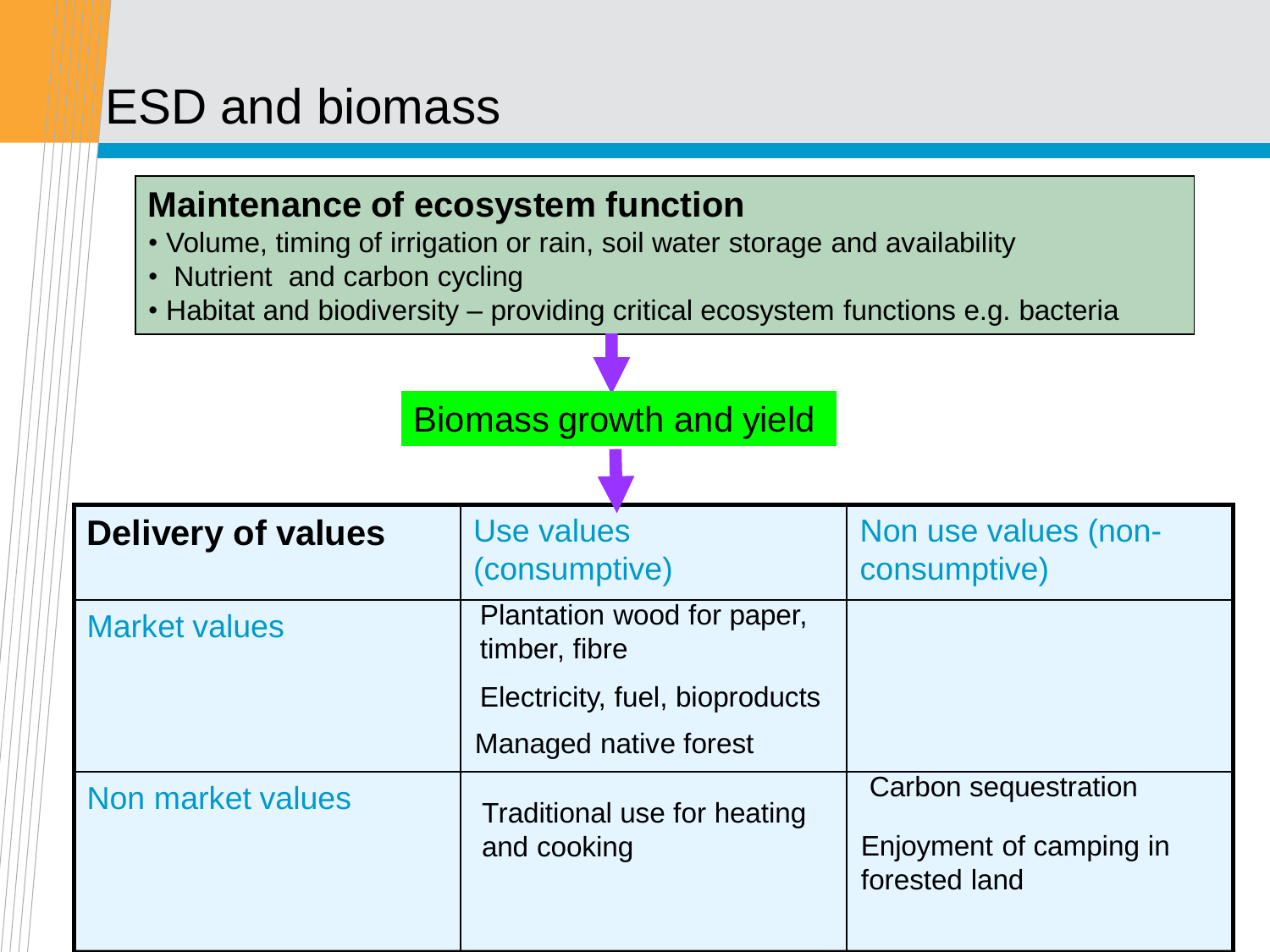# ESD and biomass

**Maintenance of ecosystem function**

- Volume, timing of irrigation or rain, soil water storage and availability
- Nutrient and carbon cycling
- Habitat and biodiversity – providing critical ecosystem functions e.g. bacteria

Biomass growth and yield

| Delivery of values | Use values (consumptive) | Non use values (non-consumptive) |
|---|---|---|
| Market values | Plantation wood for paper, timber, fibre<br>Electricity, fuel, bioproducts<br>Managed native forest | |
| Non market values | Traditional use for heating and cooking | Carbon sequestration<br>Enjoyment of camping in forested land |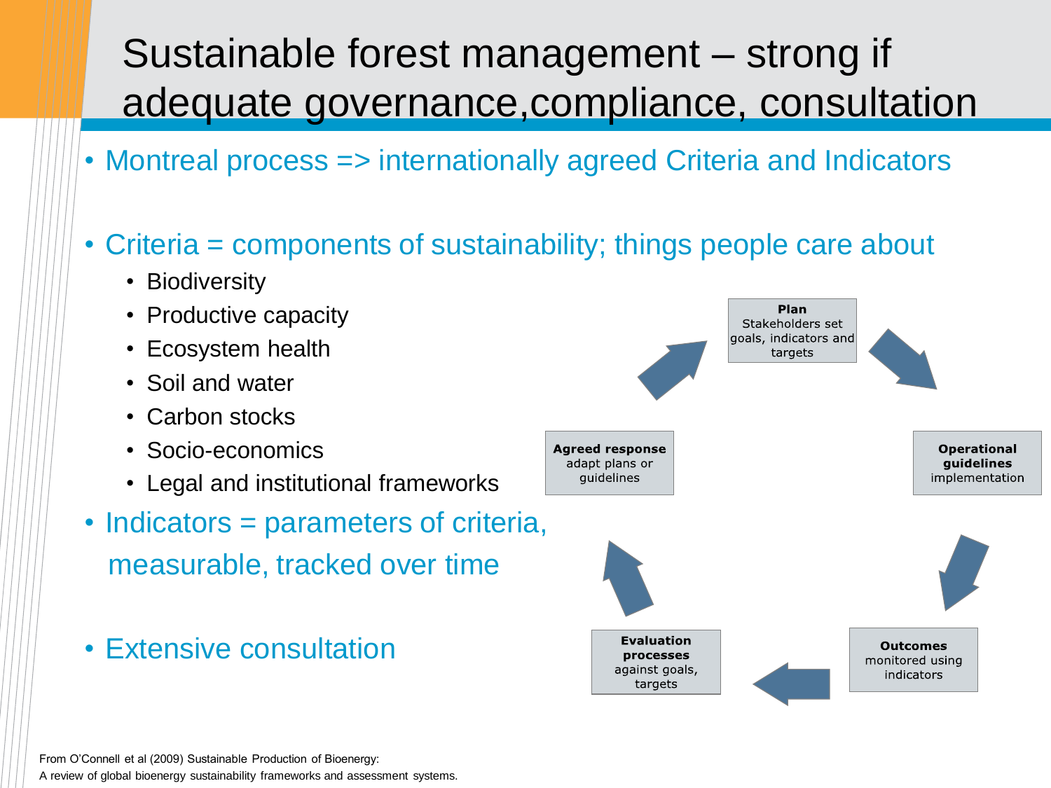# Sustainable forest management – strong if adequate governance,compliance, consultation

- Montreal process => internationally agreed Criteria and Indicators

- Criteria = components of sustainability; things people care about
  - Biodiversity
  - Productive capacity
  - Ecosystem health
  - Soil and water
  - Carbon stocks
  - Socio-economics
  - Legal and institutional frameworks
- Indicators = parameters of criteria, measurable, tracked over time

- Extensive consultation

**Plan** Stakeholders set goals, indicators and targets

**Operational guidelines** implementation

**Outcomes** monitored using indicators

**Evaluation processes** against goals, targets

**Agreed response** adapt plans or guidelines

From O'Connell et al (2009) Sustainable Production of Bioenergy:
A review of global bioenergy sustainability frameworks and assessment systems.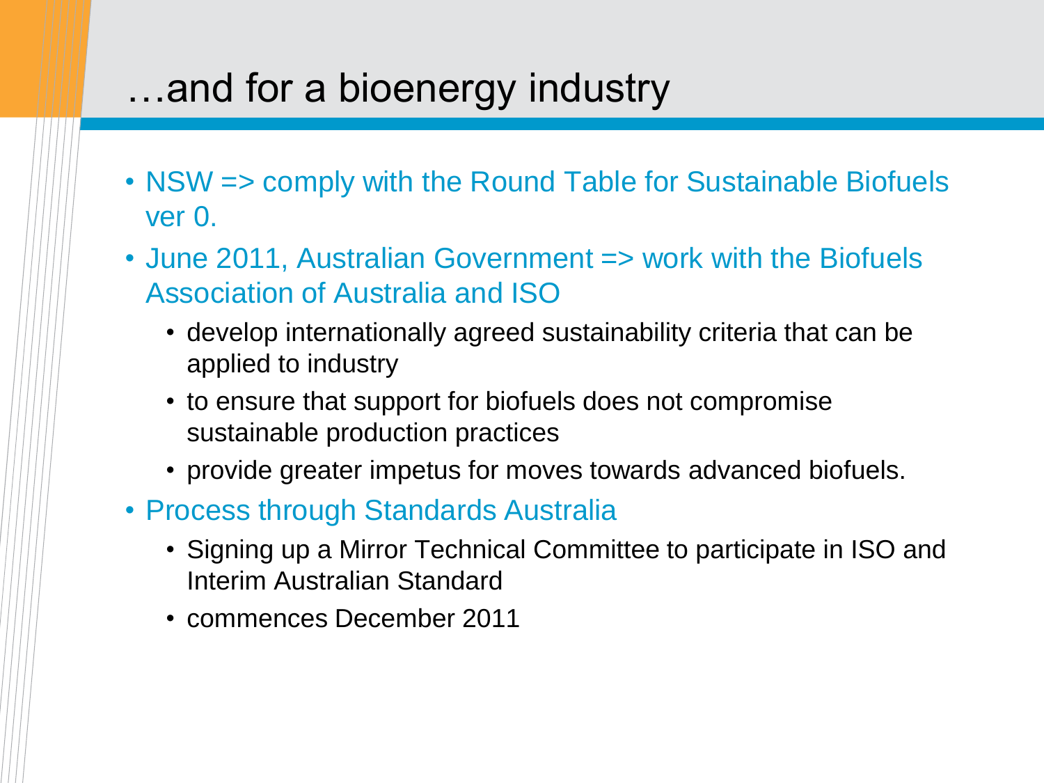# …and for a bioenergy industry

- NSW => comply with the Round Table for Sustainable Biofuels ver 0.
- June 2011, Australian Government => work with the Biofuels Association of Australia and ISO
  - develop internationally agreed sustainability criteria that can be applied to industry
  - to ensure that support for biofuels does not compromise sustainable production practices
  - provide greater impetus for moves towards advanced biofuels.
- Process through Standards Australia
  - Signing up a Mirror Technical Committee to participate in ISO and Interim Australian Standard
  - commences December 2011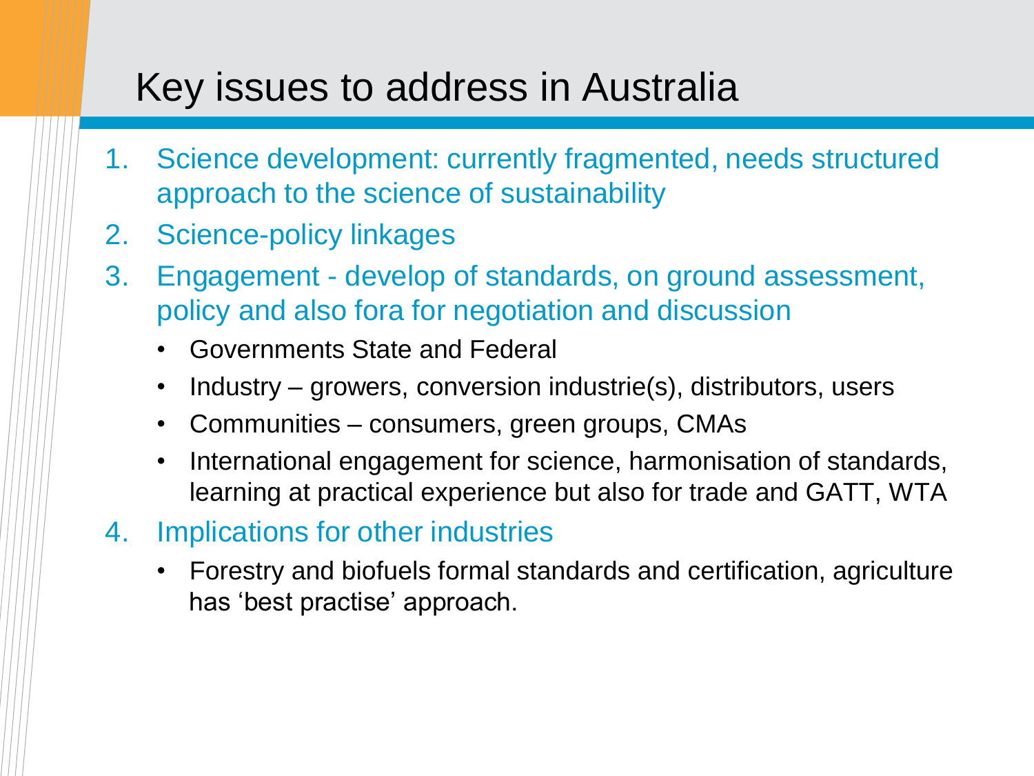# Key issues to address in Australia

1. Science development: currently fragmented, needs structured approach to the science of sustainability
2. Science-policy linkages
3. Engagement - develop of standards, on ground assessment, policy and also fora for negotiation and discussion
   - Governments State and Federal
   - Industry – growers, conversion industrie(s), distributors, users
   - Communities – consumers, green groups, CMAs
   - International engagement for science, harmonisation of standards, learning at practical experience but also for trade and GATT, WTA
4. Implications for other industries
   - Forestry and biofuels formal standards and certification, agriculture has 'best practise' approach.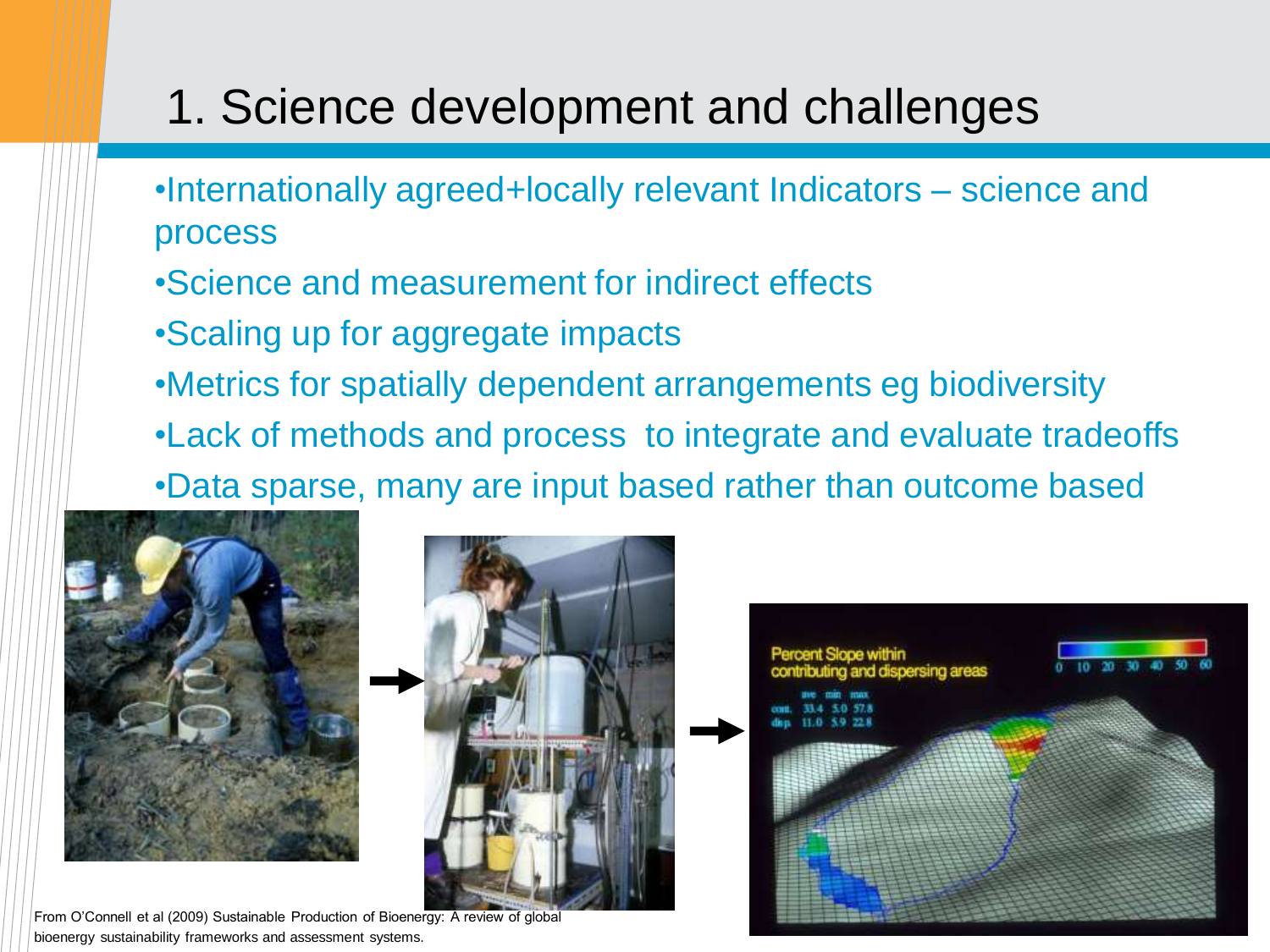# 1. Science development and challenges

- Internationally agreed+locally relevant Indicators – science and process
- Science and measurement for indirect effects
- Scaling up for aggregate impacts
- Metrics for spatially dependent arrangements eg biodiversity
- Lack of methods and process to integrate and evaluate tradeoffs
- Data sparse, many are input based rather than outcome based

From O'Connell et al (2009) Sustainable Production of Bioenergy: A review of global bioenergy sustainability frameworks and assessment systems.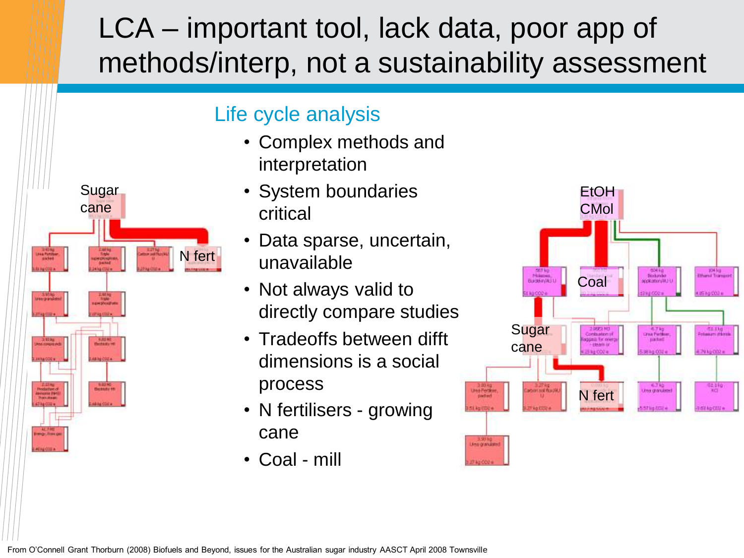# LCA – important tool, lack data, poor app of methods/interp, not a sustainability assessment

## Life cycle analysis

- Complex methods and interpretation
- System boundaries critical
- Data sparse, uncertain, unavailable
- Not always valid to directly compare studies
- Tradeoffs between difft dimensions is a social process
- N fertilisers - growing cane
- Coal - mill

Sugar cane

N fert

EtOH CMol

Coal

Sugar cane

N fert

From O'Connell Grant Thorburn (2008) Biofuels and Beyond, issues for the Australian sugar industry AASCT April 2008 Townsville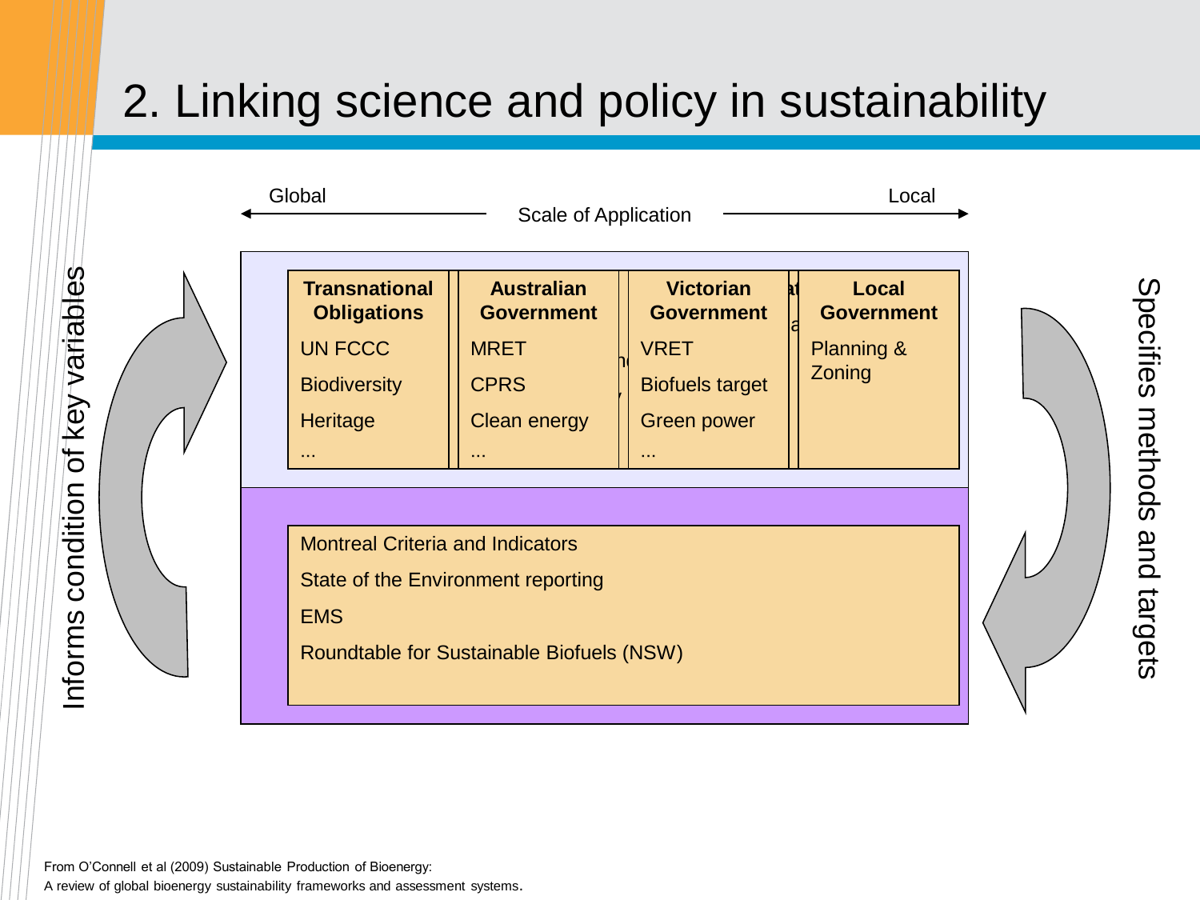# 2. Linking science and policy in sustainability

Global ← Scale of Application → Local

| Transnational Obligations | Australian Government | Victorian Government | Local Government |
| --- | --- | --- | --- |
| UN FCCC | MRET | VRET | Planning & Zoning |
| Biodiversity | CPRS | Biofuels target | |
| Heritage | Clean energy | Green power | |
| ... | ... | ... | |

Montreal Criteria and Indicators

State of the Environment reporting

EMS

Roundtable for Sustainable Biofuels (NSW)

Informs condition of key variables

Specifies methods and targets

From O'Connell et al (2009) Sustainable Production of Bioenergy:
A review of global bioenergy sustainability frameworks and assessment systems.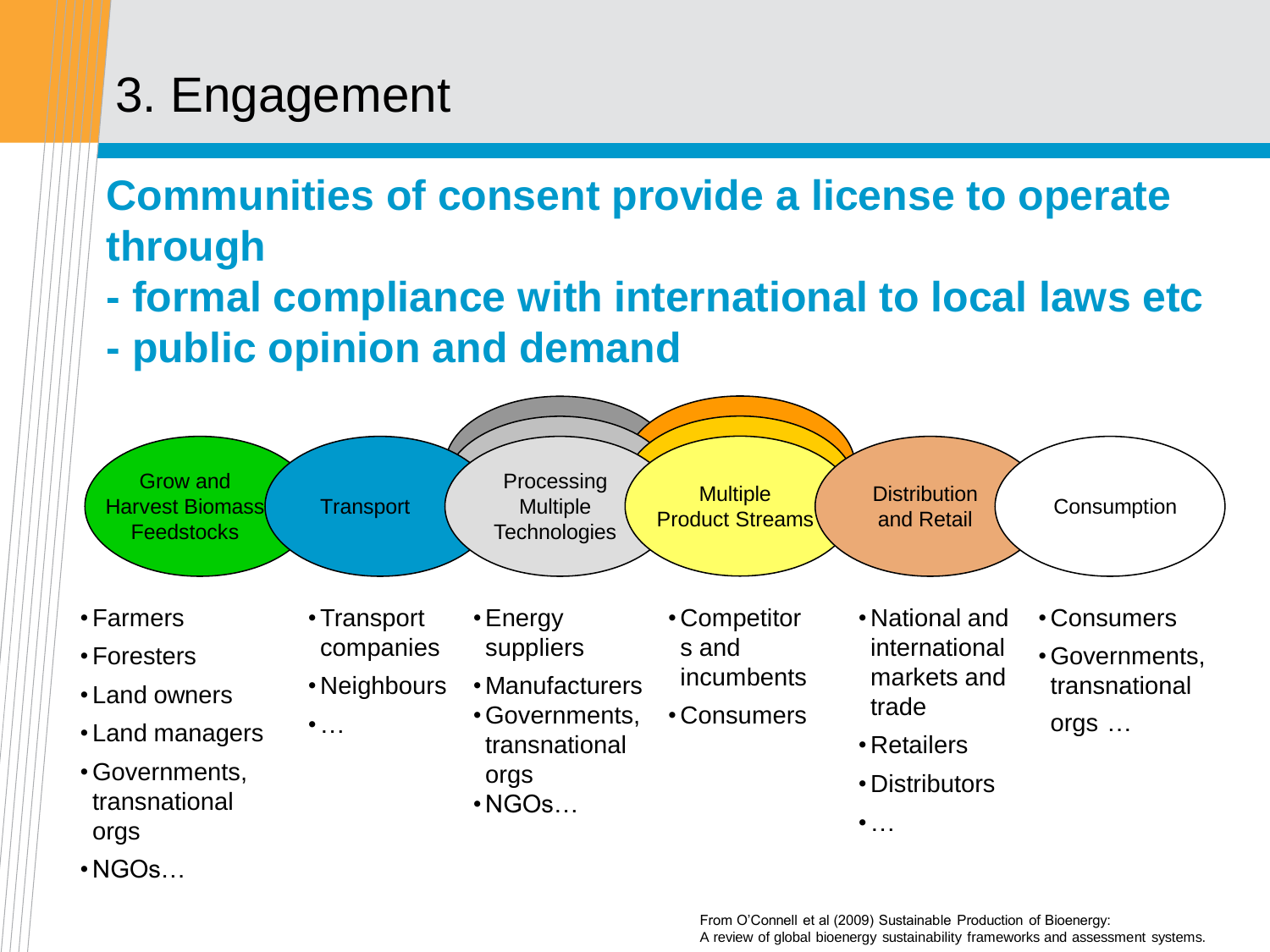# 3. Engagement

## Communities of consent provide a license to operate through

## - formal compliance with international to local laws etc

## - public opinion and demand

Grow and Harvest Biomass Feedstocks → Transport → Processing Multiple Technologies → Multiple Product Streams → Distribution and Retail → Consumption

**Grow and Harvest Biomass Feedstocks**
- Farmers
- Foresters
- Land owners
- Land managers
- Governments, transnational orgs
- NGOs…

**Transport**
- Transport companies
- Neighbours
- …

**Processing Multiple Technologies**
- Energy suppliers
- Manufacturers
- Governments, transnational orgs
- NGOs…

**Multiple Product Streams**
- Competitors and incumbents
- Consumers

**Distribution and Retail**
- National and international markets and trade
- Retailers
- Distributors
- …

**Consumption**
- Consumers
- Governments, transnational orgs …

From O'Connell et al (2009) Sustainable Production of Bioenergy: A review of global bioenergy sustainability frameworks and assessment systems.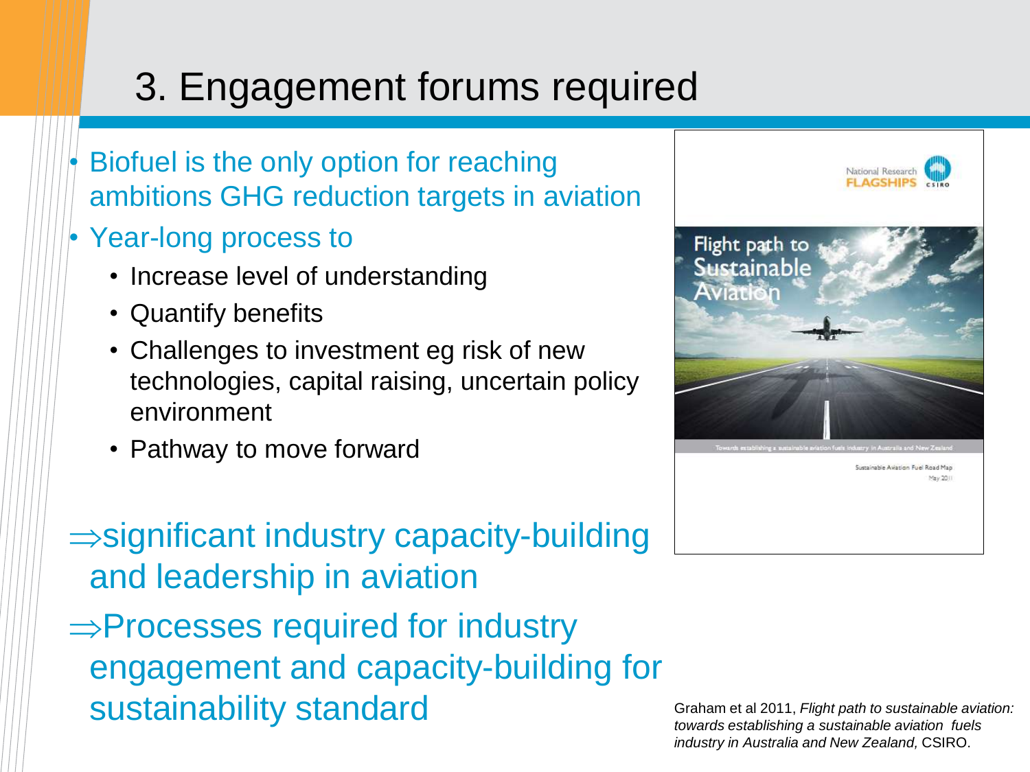# 3. Engagement forums required

- Biofuel is the only option for reaching ambitions GHG reduction targets in aviation
- Year-long process to
  - Increase level of understanding
  - Quantify benefits
  - Challenges to investment eg risk of new technologies, capital raising, uncertain policy environment
  - Pathway to move forward

⇒significant industry capacity-building and leadership in aviation

⇒Processes required for industry engagement and capacity-building for sustainability standard

Graham et al 2011, *Flight path to sustainable aviation: towards establishing a sustainable aviation fuels industry in Australia and New Zealand,* CSIRO.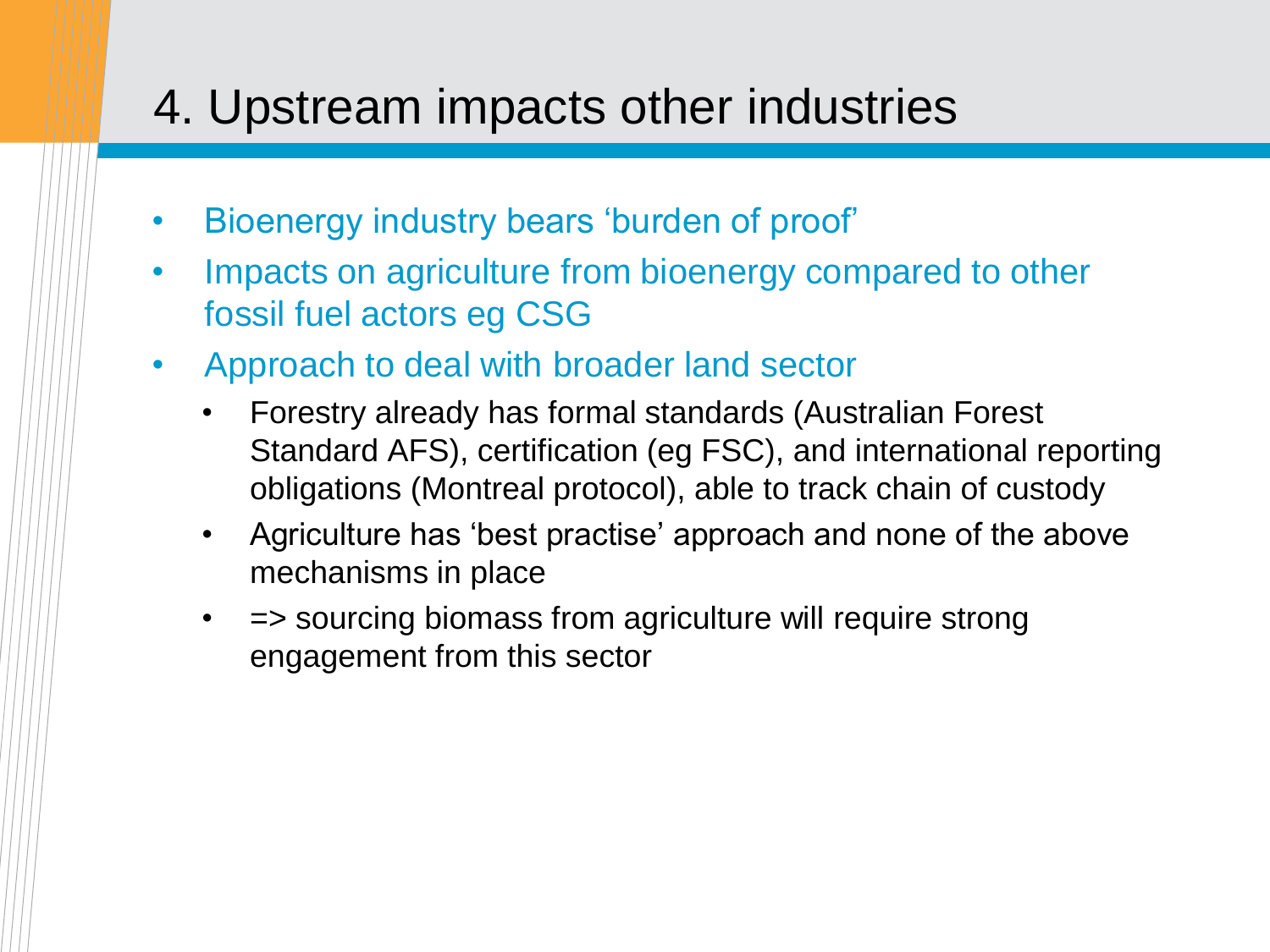# 4. Upstream impacts other industries

- Bioenergy industry bears ‘burden of proof’
- Impacts on agriculture from bioenergy compared to other fossil fuel actors eg CSG
- Approach to deal with broader land sector
  - Forestry already has formal standards (Australian Forest Standard AFS), certification (eg FSC), and international reporting obligations (Montreal protocol), able to track chain of custody
  - Agriculture has ‘best practise’ approach and none of the above mechanisms in place
  - => sourcing biomass from agriculture will require strong engagement from this sector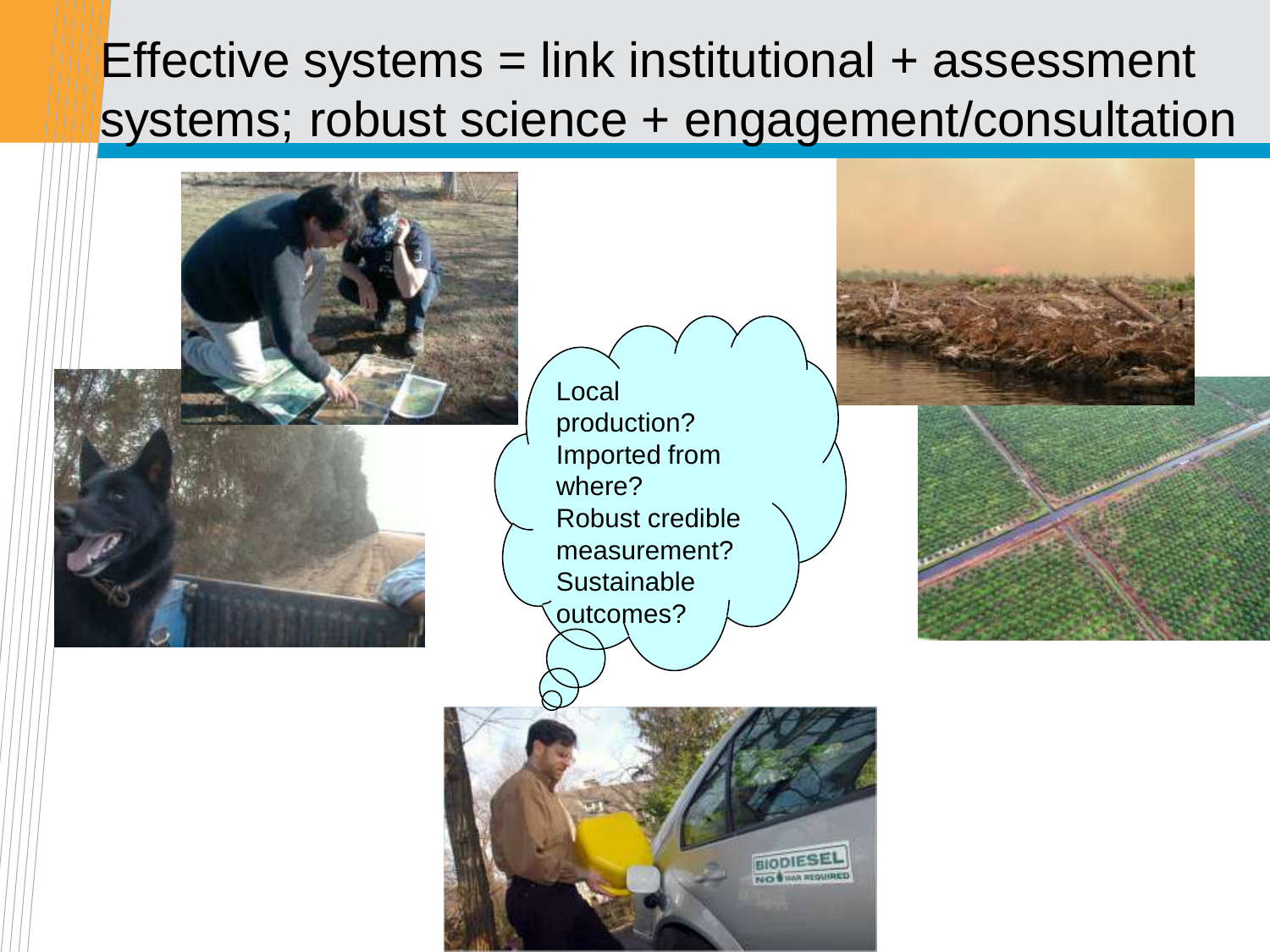# Effective systems = link institutional + assessment systems; robust science + engagement/consultation

Local production?
Imported from where?
Robust credible measurement?
Sustainable outcomes?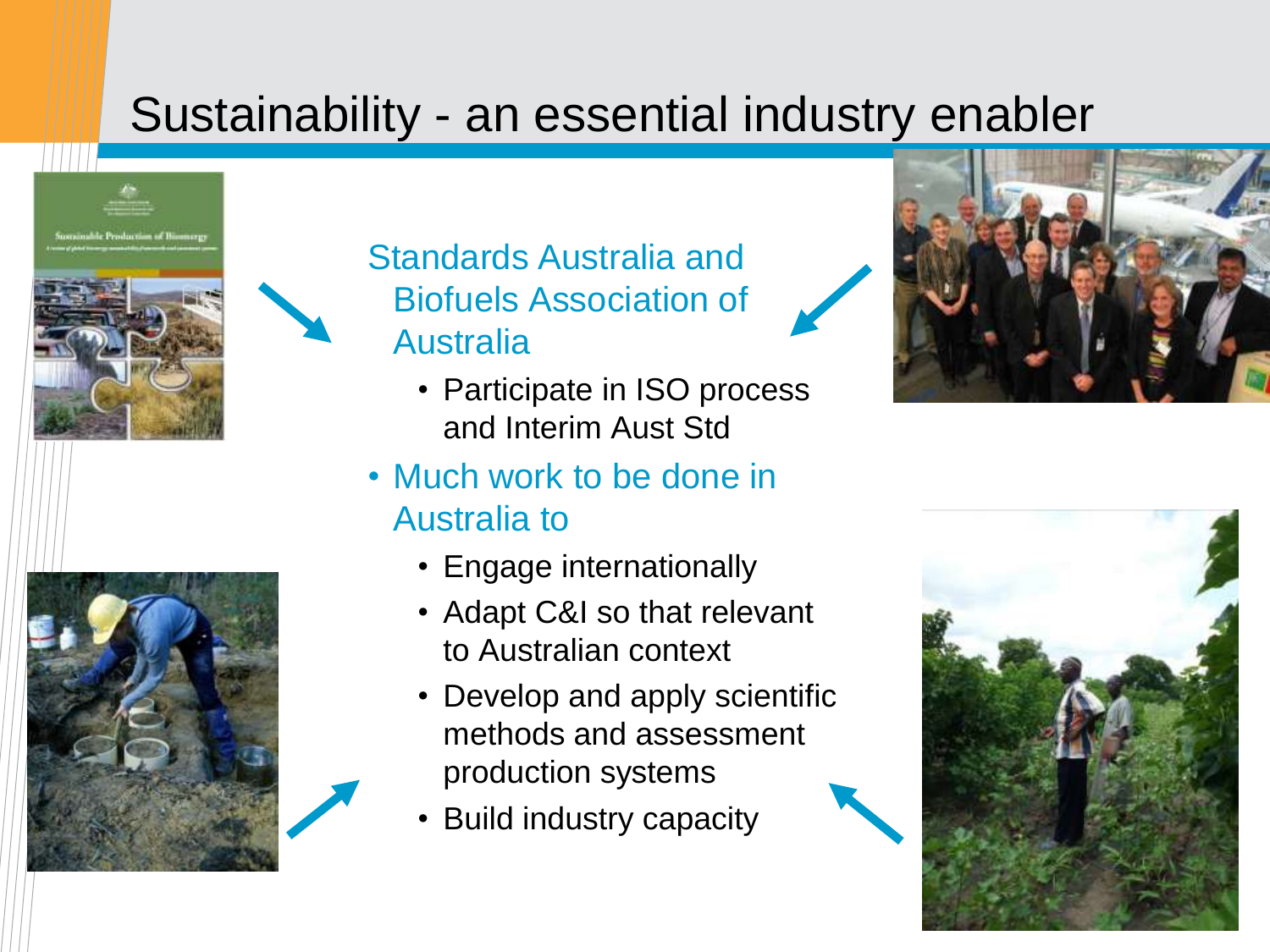# Sustainability - an essential industry enabler

- Standards Australia and Biofuels Association of Australia
  - Participate in ISO process and Interim Aust Std
- Much work to be done in Australia to
  - Engage internationally
  - Adapt C&I so that relevant to Australian context
  - Develop and apply scientific methods and assessment production systems
  - Build industry capacity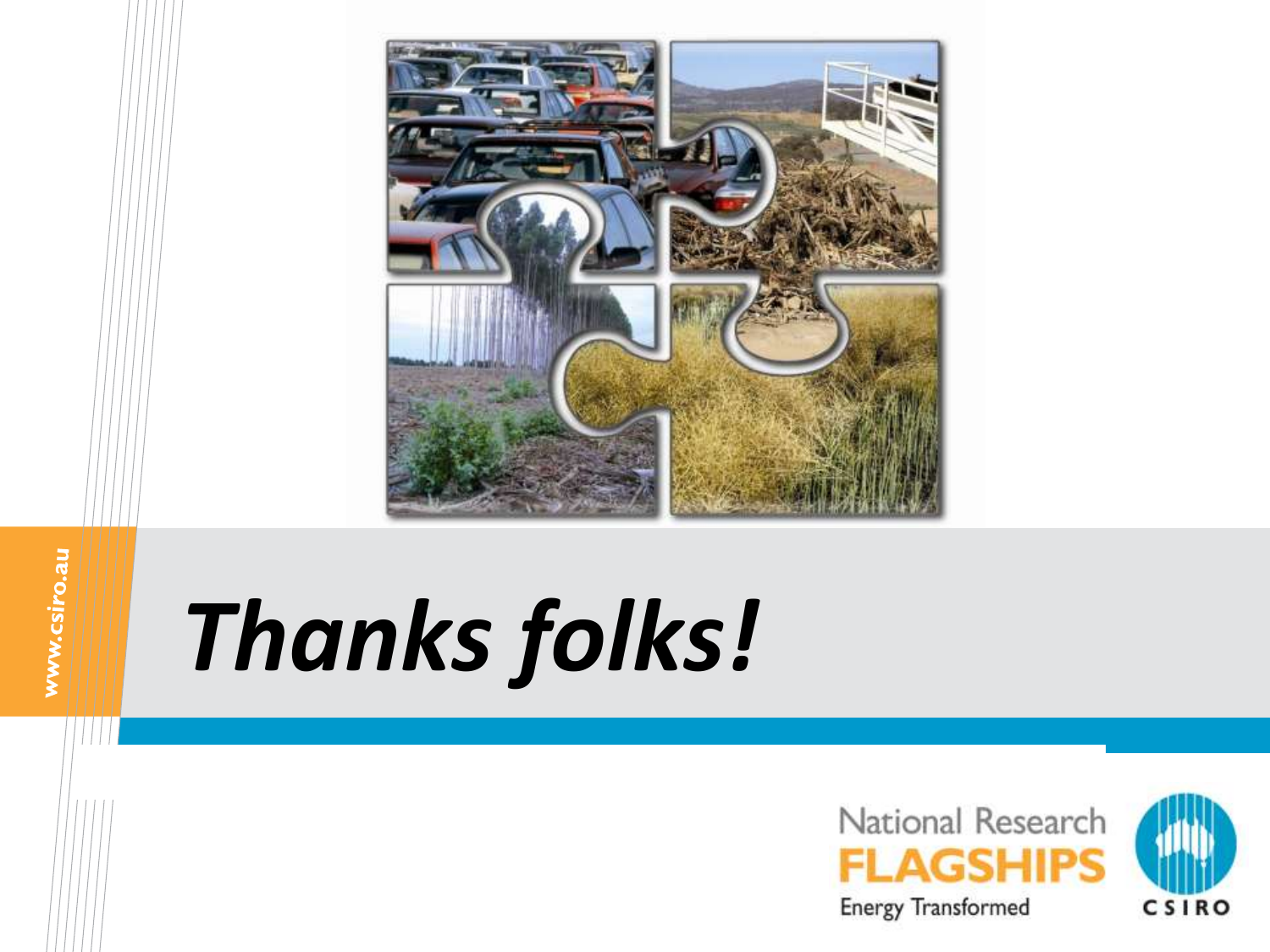# *Thanks folks!*

www.csiro.au

National Research
FLAGSHIPS
Energy Transformed

CSIRO